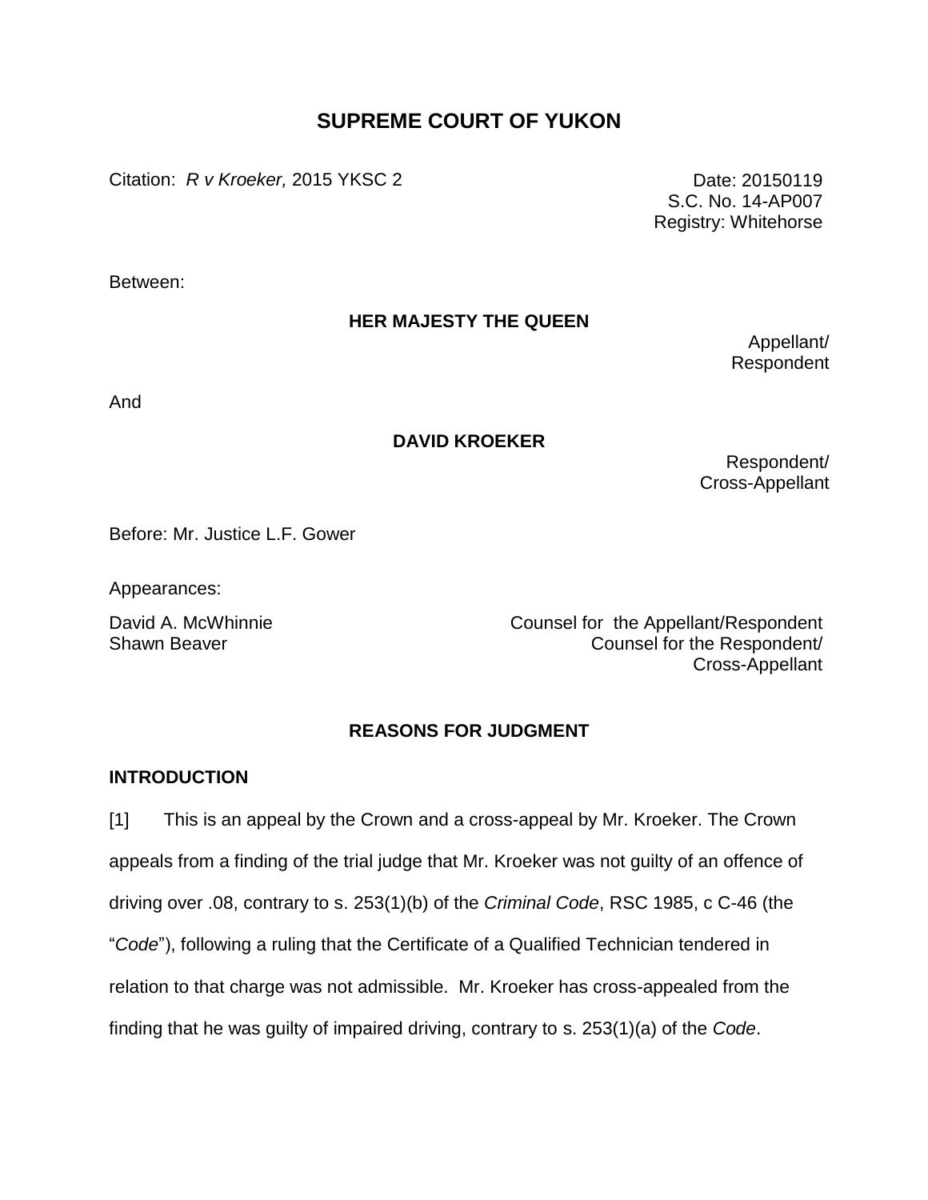# SUPREME COURT OF YUKON

Citation: *R v Kroeker,* 2015 YKSC 2

Date: 20150119
S.C. No. 14-AP007
Registry: Whitehorse

Between:

**HER MAJESTY THE QUEEN**

Appellant/
Respondent

And

**DAVID KROEKER**

Respondent/
Cross-Appellant

Before: Mr. Justice L.F. Gower

Appearances:

David A. McWhinnie — Counsel for the Appellant/Respondent
Shawn Beaver — Counsel for the Respondent/Cross-Appellant

## REASONS FOR JUDGMENT

### INTRODUCTION

[1] This is an appeal by the Crown and a cross-appeal by Mr. Kroeker. The Crown appeals from a finding of the trial judge that Mr. Kroeker was not guilty of an offence of driving over .08, contrary to s. 253(1)(b) of the *Criminal Code*, RSC 1985, c C-46 (the "*Code*"), following a ruling that the Certificate of a Qualified Technician tendered in relation to that charge was not admissible. Mr. Kroeker has cross-appealed from the finding that he was guilty of impaired driving, contrary to s. 253(1)(a) of the *Code*.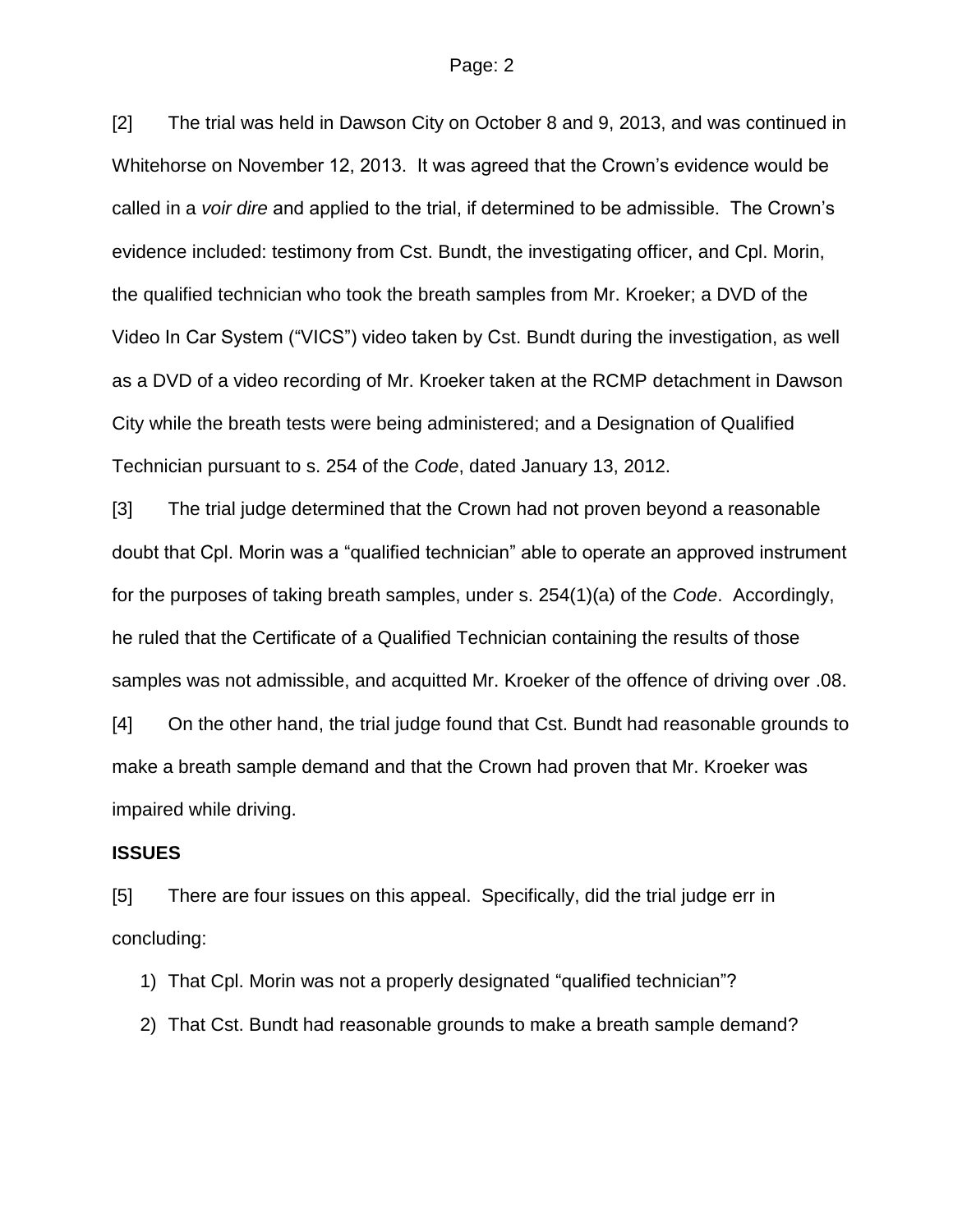[2] The trial was held in Dawson City on October 8 and 9, 2013, and was continued in Whitehorse on November 12, 2013. It was agreed that the Crown's evidence would be called in a *voir dire* and applied to the trial, if determined to be admissible. The Crown's evidence included: testimony from Cst. Bundt, the investigating officer, and Cpl. Morin, the qualified technician who took the breath samples from Mr. Kroeker; a DVD of the Video In Car System ("VICS") video taken by Cst. Bundt during the investigation, as well as a DVD of a video recording of Mr. Kroeker taken at the RCMP detachment in Dawson City while the breath tests were being administered; and a Designation of Qualified Technician pursuant to s. 254 of the *Code*, dated January 13, 2012.

[3] The trial judge determined that the Crown had not proven beyond a reasonable doubt that Cpl. Morin was a "qualified technician" able to operate an approved instrument for the purposes of taking breath samples, under s. 254(1)(a) of the *Code*. Accordingly, he ruled that the Certificate of a Qualified Technician containing the results of those samples was not admissible, and acquitted Mr. Kroeker of the offence of driving over .08.

[4] On the other hand, the trial judge found that Cst. Bundt had reasonable grounds to make a breath sample demand and that the Crown had proven that Mr. Kroeker was impaired while driving.

**ISSUES**

[5] There are four issues on this appeal. Specifically, did the trial judge err in concluding:

1) That Cpl. Morin was not a properly designated "qualified technician"?
2) That Cst. Bundt had reasonable grounds to make a breath sample demand?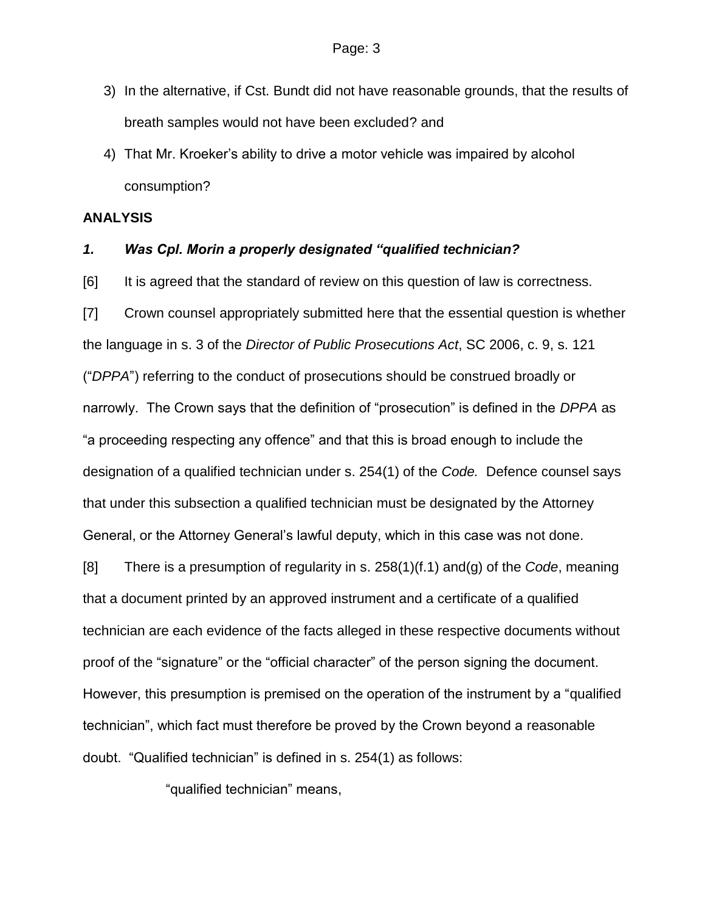3) In the alternative, if Cst. Bundt did not have reasonable grounds, that the results of breath samples would not have been excluded? and
4) That Mr. Kroeker's ability to drive a motor vehicle was impaired by alcohol consumption?

**ANALYSIS**

***1. Was Cpl. Morin a properly designated "qualified technician?***

[6] It is agreed that the standard of review on this question of law is correctness.

[7] Crown counsel appropriately submitted here that the essential question is whether the language in s. 3 of the *Director of Public Prosecutions Act*, SC 2006, c. 9, s. 121 ("*DPPA*") referring to the conduct of prosecutions should be construed broadly or narrowly. The Crown says that the definition of "prosecution" is defined in the *DPPA* as "a proceeding respecting any offence" and that this is broad enough to include the designation of a qualified technician under s. 254(1) of the *Code.* Defence counsel says that under this subsection a qualified technician must be designated by the Attorney General, or the Attorney General's lawful deputy, which in this case was not done.

[8] There is a presumption of regularity in s. 258(1)(f.1) and(g) of the *Code*, meaning that a document printed by an approved instrument and a certificate of a qualified technician are each evidence of the facts alleged in these respective documents without proof of the "signature" or the "official character" of the person signing the document. However, this presumption is premised on the operation of the instrument by a "qualified technician", which fact must therefore be proved by the Crown beyond a reasonable doubt. "Qualified technician" is defined in s. 254(1) as follows:

> "qualified technician" means,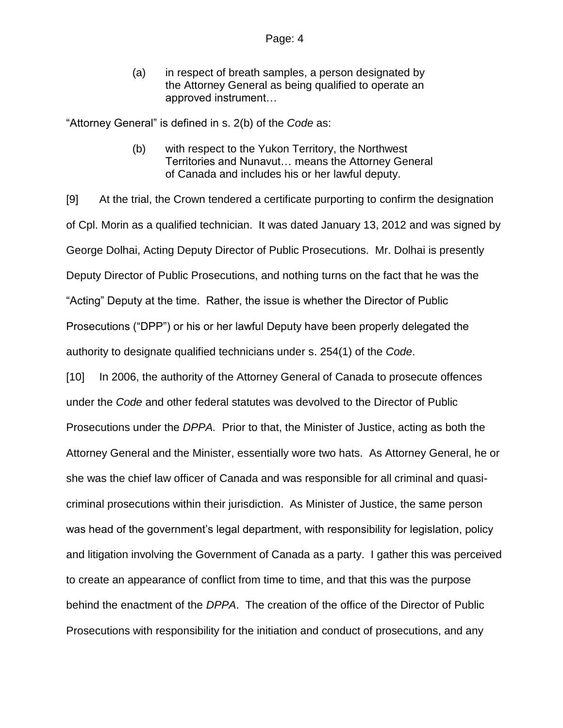> (a) in respect of breath samples, a person designated by the Attorney General as being qualified to operate an approved instrument…

"Attorney General" is defined in s. 2(b) of the *Code* as:

> (b) with respect to the Yukon Territory, the Northwest Territories and Nunavut… means the Attorney General of Canada and includes his or her lawful deputy.

[9] At the trial, the Crown tendered a certificate purporting to confirm the designation of Cpl. Morin as a qualified technician. It was dated January 13, 2012 and was signed by George Dolhai, Acting Deputy Director of Public Prosecutions. Mr. Dolhai is presently Deputy Director of Public Prosecutions, and nothing turns on the fact that he was the "Acting" Deputy at the time. Rather, the issue is whether the Director of Public Prosecutions ("DPP") or his or her lawful Deputy have been properly delegated the authority to designate qualified technicians under s. 254(1) of the *Code*.

[10] In 2006, the authority of the Attorney General of Canada to prosecute offences under the *Code* and other federal statutes was devolved to the Director of Public Prosecutions under the *DPPA.* Prior to that, the Minister of Justice, acting as both the Attorney General and the Minister, essentially wore two hats. As Attorney General, he or she was the chief law officer of Canada and was responsible for all criminal and quasi-criminal prosecutions within their jurisdiction. As Minister of Justice, the same person was head of the government's legal department, with responsibility for legislation, policy and litigation involving the Government of Canada as a party. I gather this was perceived to create an appearance of conflict from time to time, and that this was the purpose behind the enactment of the *DPPA*. The creation of the office of the Director of Public Prosecutions with responsibility for the initiation and conduct of prosecutions, and any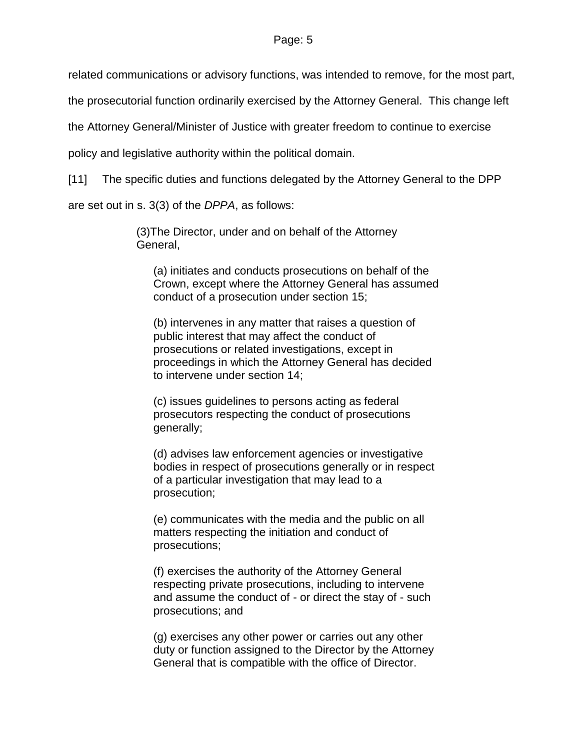related communications or advisory functions, was intended to remove, for the most part, the prosecutorial function ordinarily exercised by the Attorney General. This change left the Attorney General/Minister of Justice with greater freedom to continue to exercise policy and legislative authority within the political domain.

[11] The specific duties and functions delegated by the Attorney General to the DPP are set out in s. 3(3) of the *DPPA*, as follows:

> (3)The Director, under and on behalf of the Attorney General,
>
> (a) initiates and conducts prosecutions on behalf of the Crown, except where the Attorney General has assumed conduct of a prosecution under section 15;
>
> (b) intervenes in any matter that raises a question of public interest that may affect the conduct of prosecutions or related investigations, except in proceedings in which the Attorney General has decided to intervene under section 14;
>
> (c) issues guidelines to persons acting as federal prosecutors respecting the conduct of prosecutions generally;
>
> (d) advises law enforcement agencies or investigative bodies in respect of prosecutions generally or in respect of a particular investigation that may lead to a prosecution;
>
> (e) communicates with the media and the public on all matters respecting the initiation and conduct of prosecutions;
>
> (f) exercises the authority of the Attorney General respecting private prosecutions, including to intervene and assume the conduct of - or direct the stay of - such prosecutions; and
>
> (g) exercises any other power or carries out any other duty or function assigned to the Director by the Attorney General that is compatible with the office of Director.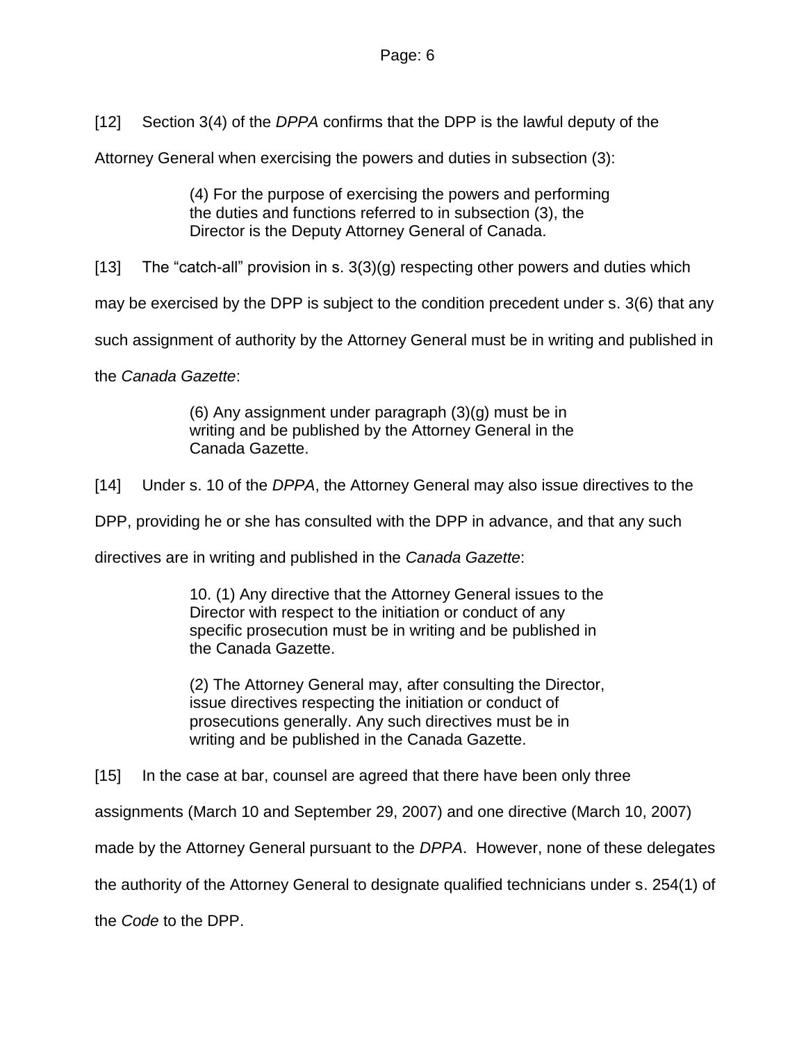[12] Section 3(4) of the *DPPA* confirms that the DPP is the lawful deputy of the Attorney General when exercising the powers and duties in subsection (3):

> (4) For the purpose of exercising the powers and performing the duties and functions referred to in subsection (3), the Director is the Deputy Attorney General of Canada.

[13] The "catch-all" provision in s. 3(3)(g) respecting other powers and duties which may be exercised by the DPP is subject to the condition precedent under s. 3(6) that any such assignment of authority by the Attorney General must be in writing and published in the *Canada Gazette*:

> (6) Any assignment under paragraph (3)(g) must be in writing and be published by the Attorney General in the Canada Gazette.

[14] Under s. 10 of the *DPPA*, the Attorney General may also issue directives to the DPP, providing he or she has consulted with the DPP in advance, and that any such directives are in writing and published in the *Canada Gazette*:

> 10. (1) Any directive that the Attorney General issues to the Director with respect to the initiation or conduct of any specific prosecution must be in writing and be published in the Canada Gazette.
>
> (2) The Attorney General may, after consulting the Director, issue directives respecting the initiation or conduct of prosecutions generally. Any such directives must be in writing and be published in the Canada Gazette.

[15] In the case at bar, counsel are agreed that there have been only three assignments (March 10 and September 29, 2007) and one directive (March 10, 2007) made by the Attorney General pursuant to the *DPPA*. However, none of these delegates the authority of the Attorney General to designate qualified technicians under s. 254(1) of the *Code* to the DPP.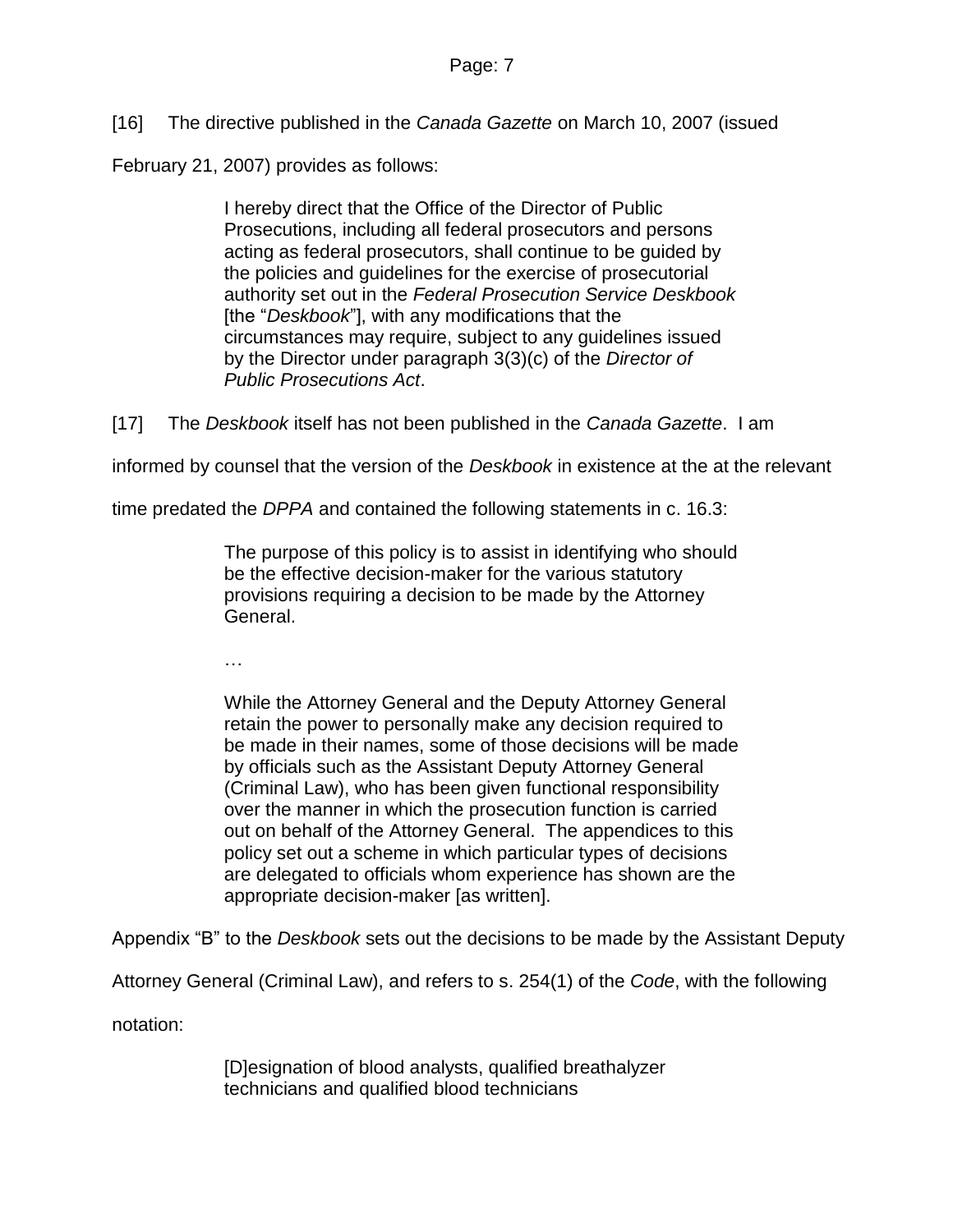[16] The directive published in the *Canada Gazette* on March 10, 2007 (issued February 21, 2007) provides as follows:

> I hereby direct that the Office of the Director of Public Prosecutions, including all federal prosecutors and persons acting as federal prosecutors, shall continue to be guided by the policies and guidelines for the exercise of prosecutorial authority set out in the *Federal Prosecution Service Deskbook* [the "*Deskbook*"], with any modifications that the circumstances may require, subject to any guidelines issued by the Director under paragraph 3(3)(c) of the *Director of Public Prosecutions Act*.

[17] The *Deskbook* itself has not been published in the *Canada Gazette*. I am informed by counsel that the version of the *Deskbook* in existence at the at the relevant time predated the *DPPA* and contained the following statements in c. 16.3:

> The purpose of this policy is to assist in identifying who should be the effective decision-maker for the various statutory provisions requiring a decision to be made by the Attorney General.
>
> …
>
> While the Attorney General and the Deputy Attorney General retain the power to personally make any decision required to be made in their names, some of those decisions will be made by officials such as the Assistant Deputy Attorney General (Criminal Law), who has been given functional responsibility over the manner in which the prosecution function is carried out on behalf of the Attorney General. The appendices to this policy set out a scheme in which particular types of decisions are delegated to officials whom experience has shown are the appropriate decision-maker [as written].

Appendix "B" to the *Deskbook* sets out the decisions to be made by the Assistant Deputy Attorney General (Criminal Law), and refers to s. 254(1) of the *Code*, with the following notation:

> [D]esignation of blood analysts, qualified breathalyzer technicians and qualified blood technicians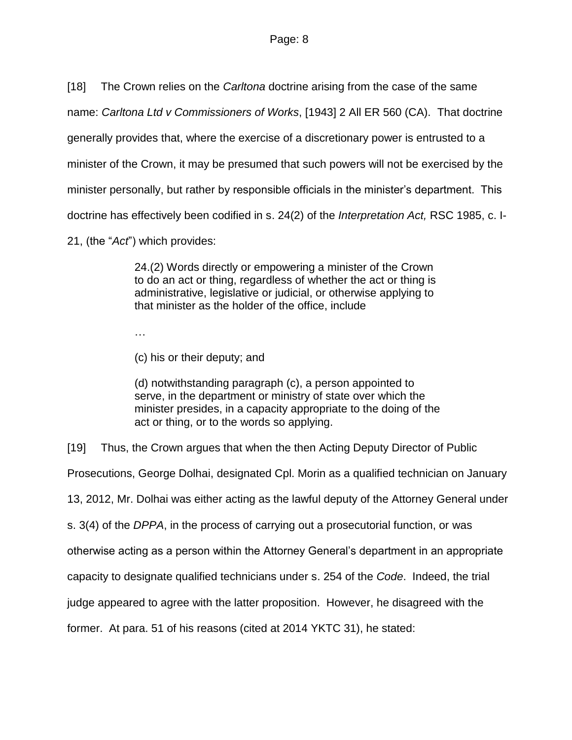[18] The Crown relies on the *Carltona* doctrine arising from the case of the same name: *Carltona Ltd v Commissioners of Works*, [1943] 2 All ER 560 (CA). That doctrine generally provides that, where the exercise of a discretionary power is entrusted to a minister of the Crown, it may be presumed that such powers will not be exercised by the minister personally, but rather by responsible officials in the minister's department. This doctrine has effectively been codified in s. 24(2) of the *Interpretation Act,* RSC 1985, c. I-21, (the "*Act*") which provides:

> 24.(2) Words directly or empowering a minister of the Crown to do an act or thing, regardless of whether the act or thing is administrative, legislative or judicial, or otherwise applying to that minister as the holder of the office, include
>
> …
>
> (c) his or their deputy; and
>
> (d) notwithstanding paragraph (c), a person appointed to serve, in the department or ministry of state over which the minister presides, in a capacity appropriate to the doing of the act or thing, or to the words so applying.

[19] Thus, the Crown argues that when the then Acting Deputy Director of Public Prosecutions, George Dolhai, designated Cpl. Morin as a qualified technician on January 13, 2012, Mr. Dolhai was either acting as the lawful deputy of the Attorney General under s. 3(4) of the *DPPA*, in the process of carrying out a prosecutorial function, or was otherwise acting as a person within the Attorney General's department in an appropriate capacity to designate qualified technicians under s. 254 of the *Code*. Indeed, the trial judge appeared to agree with the latter proposition. However, he disagreed with the former. At para. 51 of his reasons (cited at 2014 YKTC 31), he stated: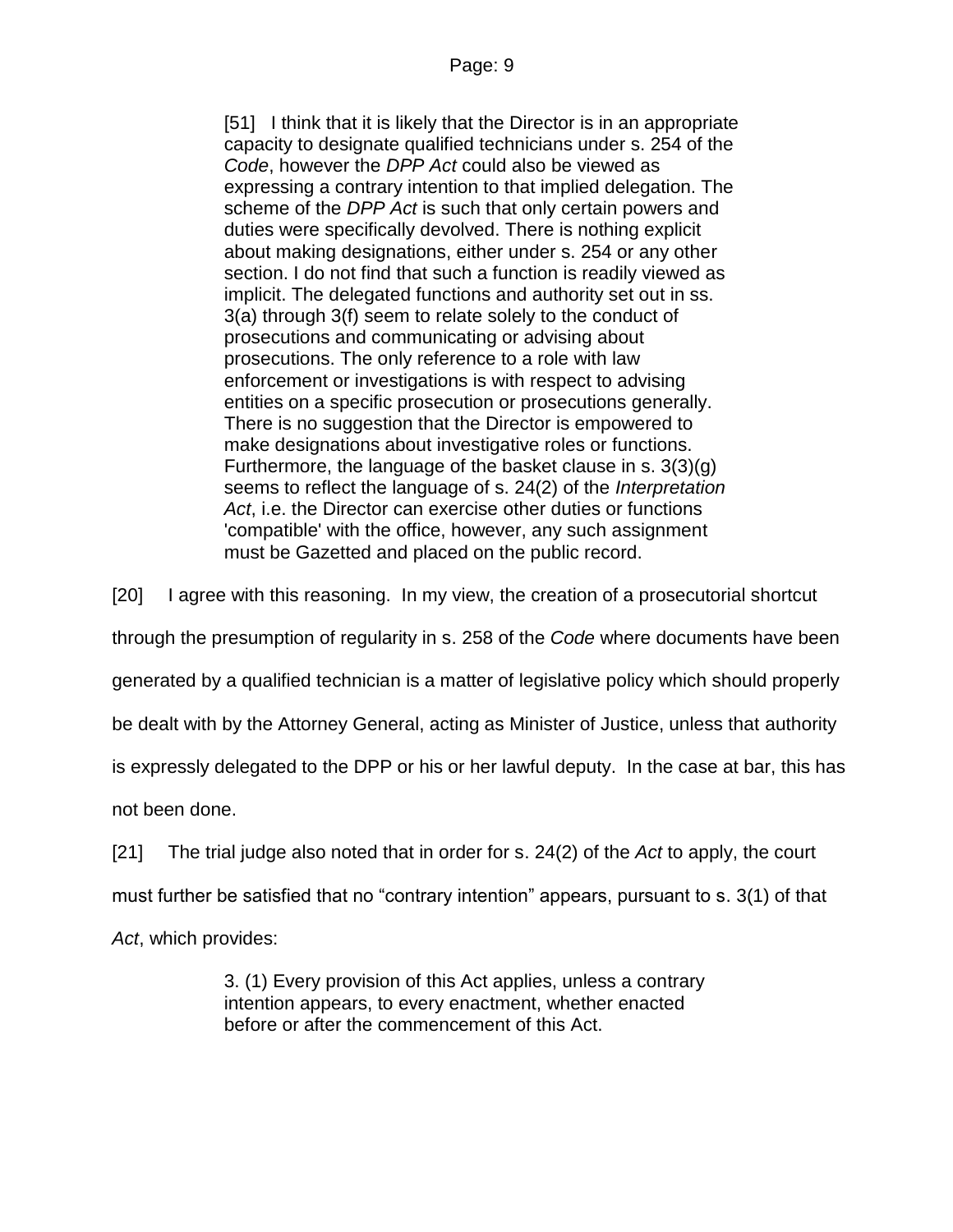> [51] I think that it is likely that the Director is in an appropriate capacity to designate qualified technicians under s. 254 of the *Code*, however the *DPP Act* could also be viewed as expressing a contrary intention to that implied delegation. The scheme of the *DPP Act* is such that only certain powers and duties were specifically devolved. There is nothing explicit about making designations, either under s. 254 or any other section. I do not find that such a function is readily viewed as implicit. The delegated functions and authority set out in ss. 3(a) through 3(f) seem to relate solely to the conduct of prosecutions and communicating or advising about prosecutions. The only reference to a role with law enforcement or investigations is with respect to advising entities on a specific prosecution or prosecutions generally. There is no suggestion that the Director is empowered to make designations about investigative roles or functions. Furthermore, the language of the basket clause in s. 3(3)(g) seems to reflect the language of s. 24(2) of the *Interpretation Act*, i.e. the Director can exercise other duties or functions 'compatible' with the office, however, any such assignment must be Gazetted and placed on the public record.

[20] I agree with this reasoning. In my view, the creation of a prosecutorial shortcut through the presumption of regularity in s. 258 of the *Code* where documents have been generated by a qualified technician is a matter of legislative policy which should properly be dealt with by the Attorney General, acting as Minister of Justice, unless that authority is expressly delegated to the DPP or his or her lawful deputy. In the case at bar, this has not been done.

[21] The trial judge also noted that in order for s. 24(2) of the *Act* to apply, the court must further be satisfied that no "contrary intention" appears, pursuant to s. 3(1) of that *Act*, which provides:

> 3. (1) Every provision of this Act applies, unless a contrary intention appears, to every enactment, whether enacted before or after the commencement of this Act.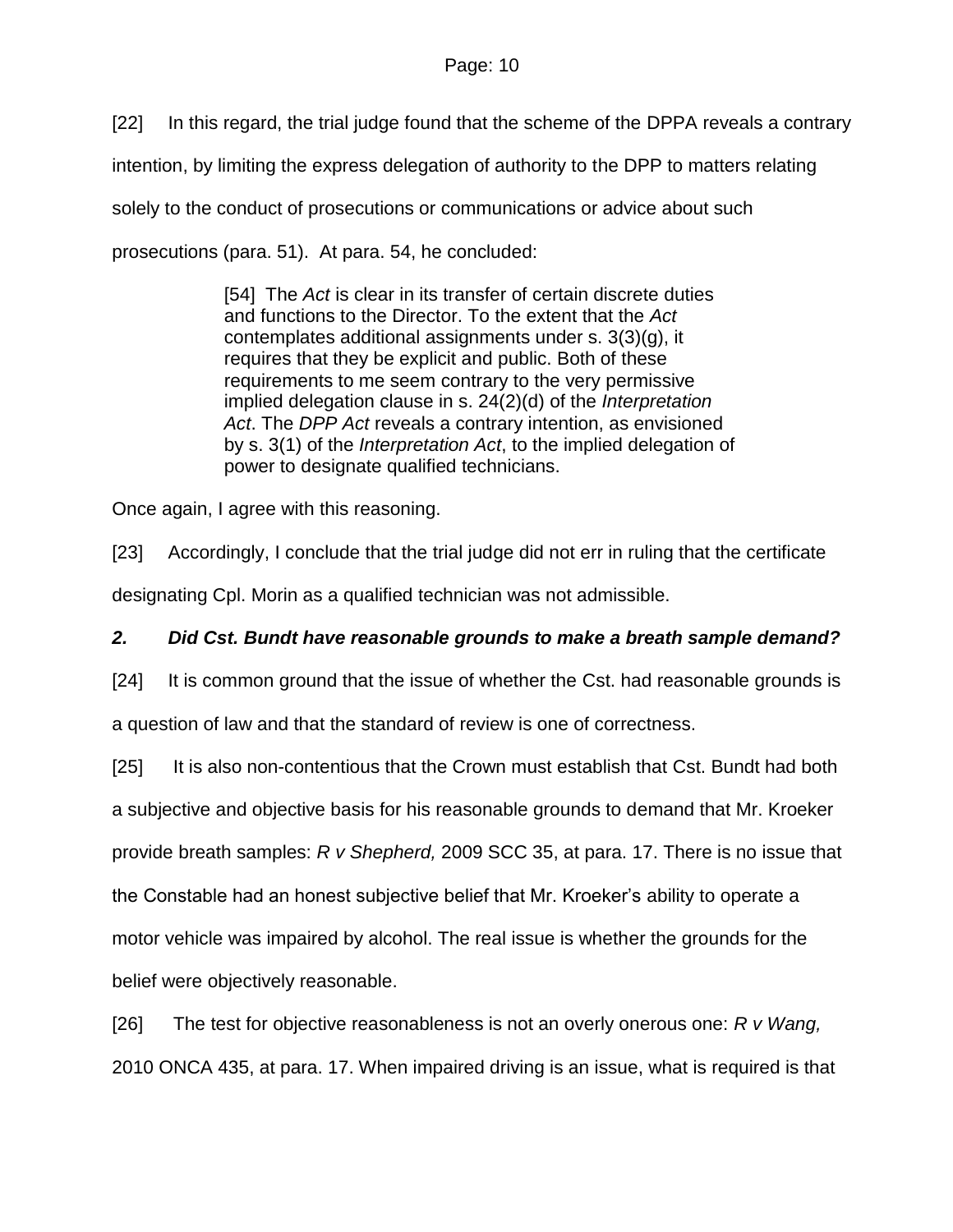[22] In this regard, the trial judge found that the scheme of the DPPA reveals a contrary intention, by limiting the express delegation of authority to the DPP to matters relating solely to the conduct of prosecutions or communications or advice about such prosecutions (para. 51). At para. 54, he concluded:

> [54] The *Act* is clear in its transfer of certain discrete duties and functions to the Director. To the extent that the *Act* contemplates additional assignments under s. 3(3)(g), it requires that they be explicit and public. Both of these requirements to me seem contrary to the very permissive implied delegation clause in s. 24(2)(d) of the *Interpretation Act*. The *DPP Act* reveals a contrary intention, as envisioned by s. 3(1) of the *Interpretation Act*, to the implied delegation of power to designate qualified technicians.

Once again, I agree with this reasoning.

[23] Accordingly, I conclude that the trial judge did not err in ruling that the certificate designating Cpl. Morin as a qualified technician was not admissible.

### *2. Did Cst. Bundt have reasonable grounds to make a breath sample demand?*

[24] It is common ground that the issue of whether the Cst. had reasonable grounds is a question of law and that the standard of review is one of correctness.

[25] It is also non-contentious that the Crown must establish that Cst. Bundt had both a subjective and objective basis for his reasonable grounds to demand that Mr. Kroeker provide breath samples: *R v Shepherd,* 2009 SCC 35, at para. 17. There is no issue that the Constable had an honest subjective belief that Mr. Kroeker's ability to operate a motor vehicle was impaired by alcohol. The real issue is whether the grounds for the belief were objectively reasonable.

[26] The test for objective reasonableness is not an overly onerous one: *R v Wang,* 2010 ONCA 435, at para. 17. When impaired driving is an issue, what is required is that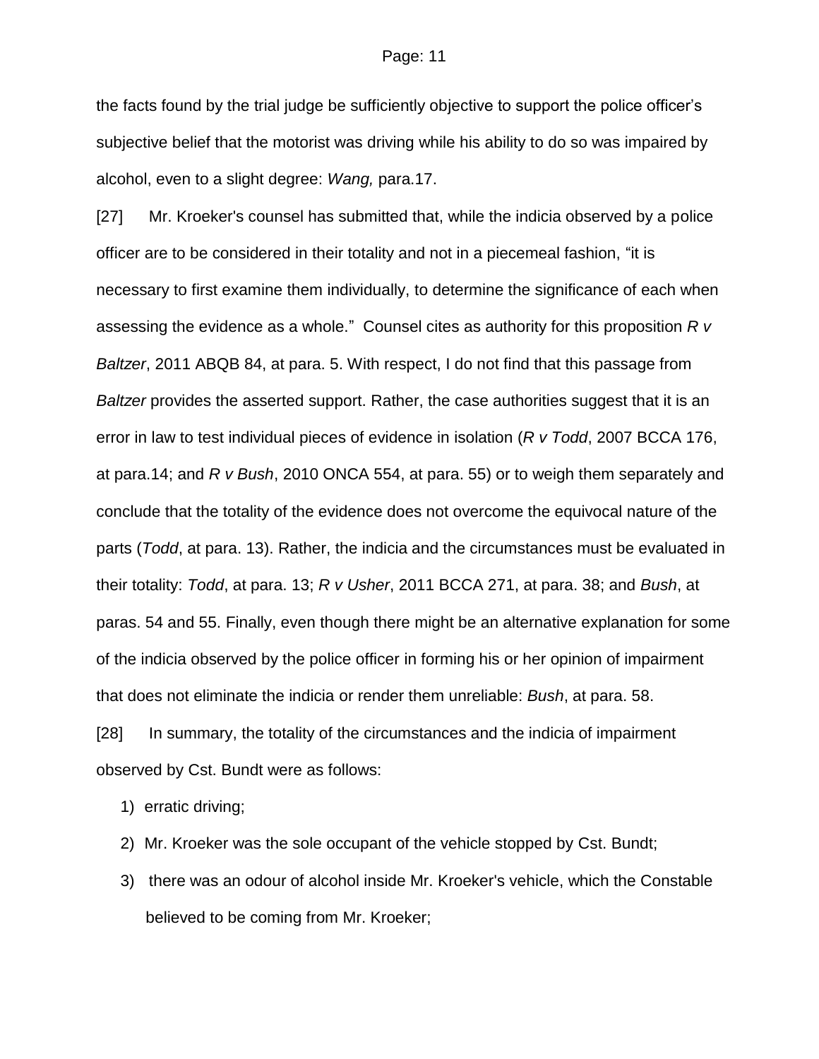the facts found by the trial judge be sufficiently objective to support the police officer's subjective belief that the motorist was driving while his ability to do so was impaired by alcohol, even to a slight degree: *Wang,* para.17.

[27] Mr. Kroeker's counsel has submitted that, while the indicia observed by a police officer are to be considered in their totality and not in a piecemeal fashion, "it is necessary to first examine them individually, to determine the significance of each when assessing the evidence as a whole." Counsel cites as authority for this proposition *R v Baltzer*, 2011 ABQB 84, at para. 5. With respect, I do not find that this passage from *Baltzer* provides the asserted support. Rather, the case authorities suggest that it is an error in law to test individual pieces of evidence in isolation (*R v Todd*, 2007 BCCA 176, at para.14; and *R v Bush*, 2010 ONCA 554, at para. 55) or to weigh them separately and conclude that the totality of the evidence does not overcome the equivocal nature of the parts (*Todd*, at para. 13). Rather, the indicia and the circumstances must be evaluated in their totality: *Todd*, at para. 13; *R v Usher*, 2011 BCCA 271, at para. 38; and *Bush*, at paras. 54 and 55. Finally, even though there might be an alternative explanation for some of the indicia observed by the police officer in forming his or her opinion of impairment that does not eliminate the indicia or render them unreliable: *Bush*, at para. 58.

[28] In summary, the totality of the circumstances and the indicia of impairment observed by Cst. Bundt were as follows:

1) erratic driving;
2) Mr. Kroeker was the sole occupant of the vehicle stopped by Cst. Bundt;
3) there was an odour of alcohol inside Mr. Kroeker's vehicle, which the Constable believed to be coming from Mr. Kroeker;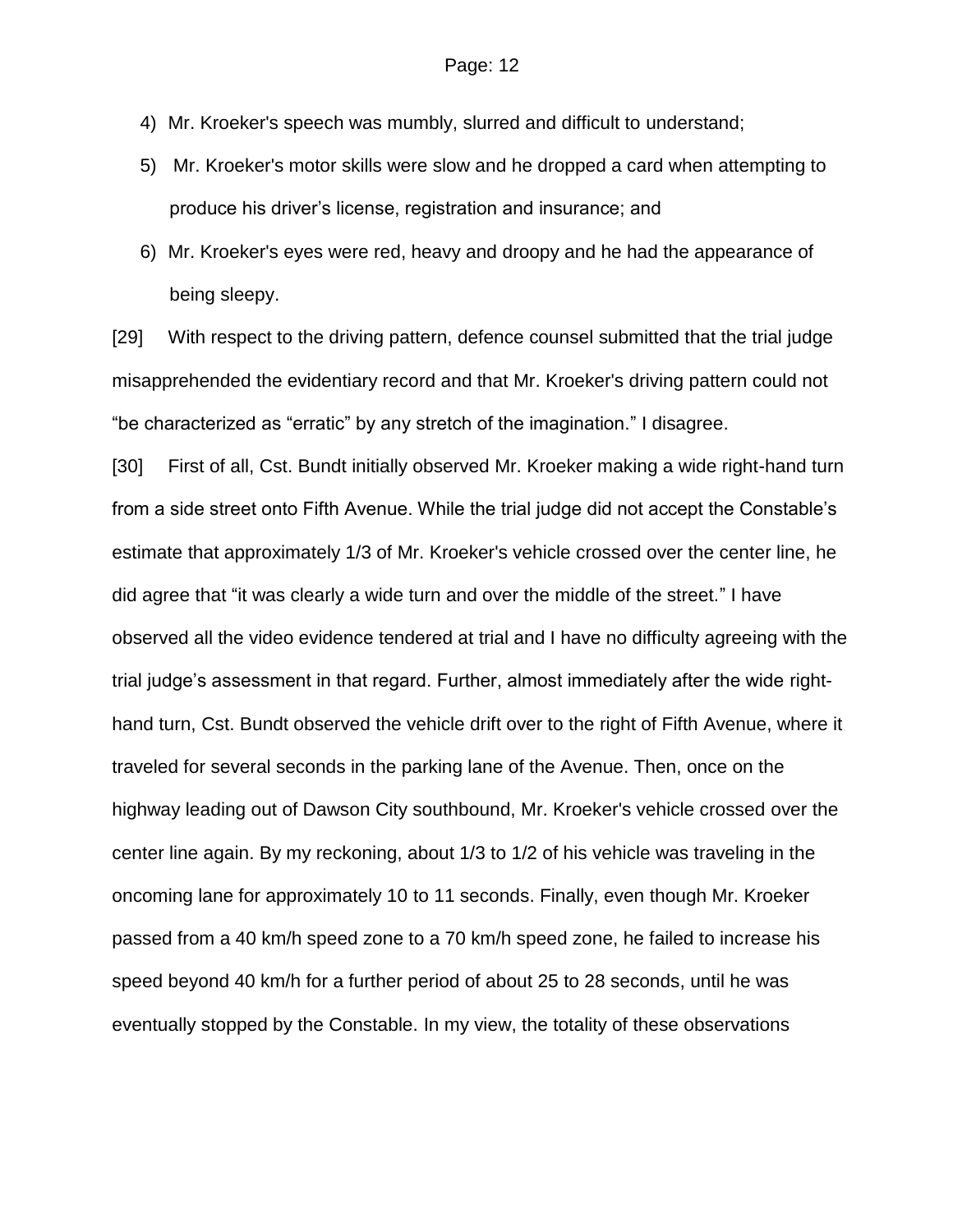4) Mr. Kroeker's speech was mumbly, slurred and difficult to understand;
5) Mr. Kroeker's motor skills were slow and he dropped a card when attempting to produce his driver's license, registration and insurance; and
6) Mr. Kroeker's eyes were red, heavy and droopy and he had the appearance of being sleepy.

[29] With respect to the driving pattern, defence counsel submitted that the trial judge misapprehended the evidentiary record and that Mr. Kroeker's driving pattern could not "be characterized as "erratic" by any stretch of the imagination." I disagree.

[30] First of all, Cst. Bundt initially observed Mr. Kroeker making a wide right-hand turn from a side street onto Fifth Avenue. While the trial judge did not accept the Constable's estimate that approximately 1/3 of Mr. Kroeker's vehicle crossed over the center line, he did agree that "it was clearly a wide turn and over the middle of the street." I have observed all the video evidence tendered at trial and I have no difficulty agreeing with the trial judge's assessment in that regard. Further, almost immediately after the wide right-hand turn, Cst. Bundt observed the vehicle drift over to the right of Fifth Avenue, where it traveled for several seconds in the parking lane of the Avenue. Then, once on the highway leading out of Dawson City southbound, Mr. Kroeker's vehicle crossed over the center line again. By my reckoning, about 1/3 to 1/2 of his vehicle was traveling in the oncoming lane for approximately 10 to 11 seconds. Finally, even though Mr. Kroeker passed from a 40 km/h speed zone to a 70 km/h speed zone, he failed to increase his speed beyond 40 km/h for a further period of about 25 to 28 seconds, until he was eventually stopped by the Constable. In my view, the totality of these observations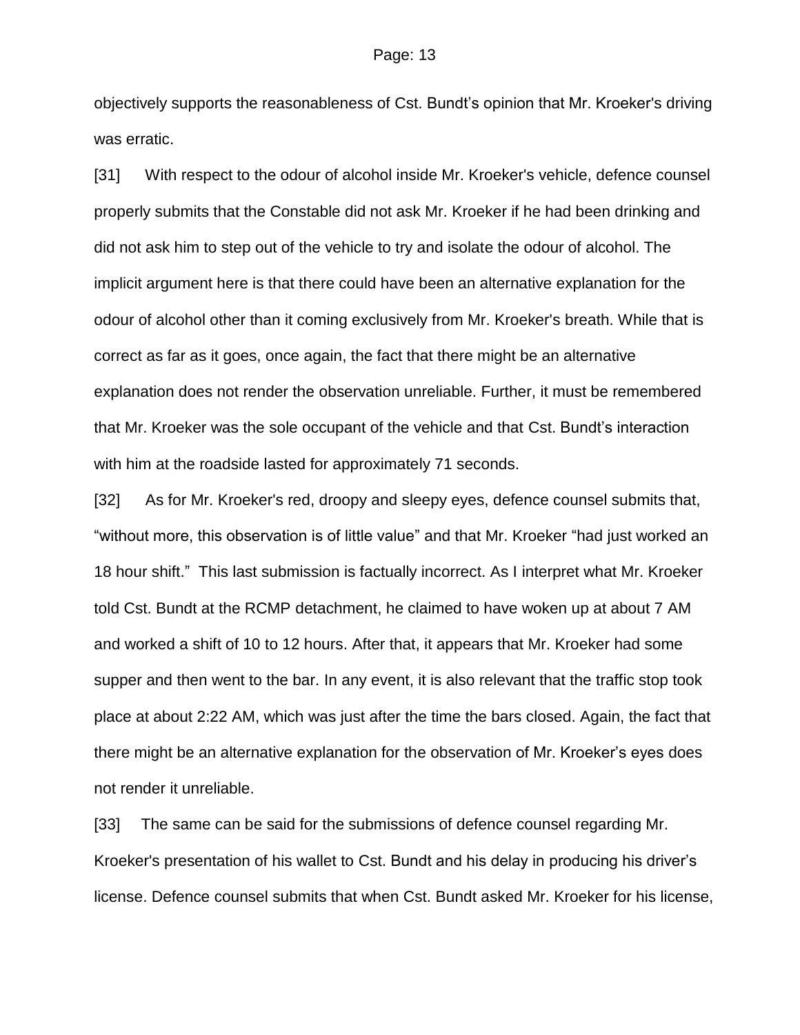objectively supports the reasonableness of Cst. Bundt's opinion that Mr. Kroeker's driving was erratic.

[31] With respect to the odour of alcohol inside Mr. Kroeker's vehicle, defence counsel properly submits that the Constable did not ask Mr. Kroeker if he had been drinking and did not ask him to step out of the vehicle to try and isolate the odour of alcohol. The implicit argument here is that there could have been an alternative explanation for the odour of alcohol other than it coming exclusively from Mr. Kroeker's breath. While that is correct as far as it goes, once again, the fact that there might be an alternative explanation does not render the observation unreliable. Further, it must be remembered that Mr. Kroeker was the sole occupant of the vehicle and that Cst. Bundt's interaction with him at the roadside lasted for approximately 71 seconds.

[32] As for Mr. Kroeker's red, droopy and sleepy eyes, defence counsel submits that, "without more, this observation is of little value" and that Mr. Kroeker "had just worked an 18 hour shift." This last submission is factually incorrect. As I interpret what Mr. Kroeker told Cst. Bundt at the RCMP detachment, he claimed to have woken up at about 7 AM and worked a shift of 10 to 12 hours. After that, it appears that Mr. Kroeker had some supper and then went to the bar. In any event, it is also relevant that the traffic stop took place at about 2:22 AM, which was just after the time the bars closed. Again, the fact that there might be an alternative explanation for the observation of Mr. Kroeker's eyes does not render it unreliable.

[33] The same can be said for the submissions of defence counsel regarding Mr. Kroeker's presentation of his wallet to Cst. Bundt and his delay in producing his driver's license. Defence counsel submits that when Cst. Bundt asked Mr. Kroeker for his license,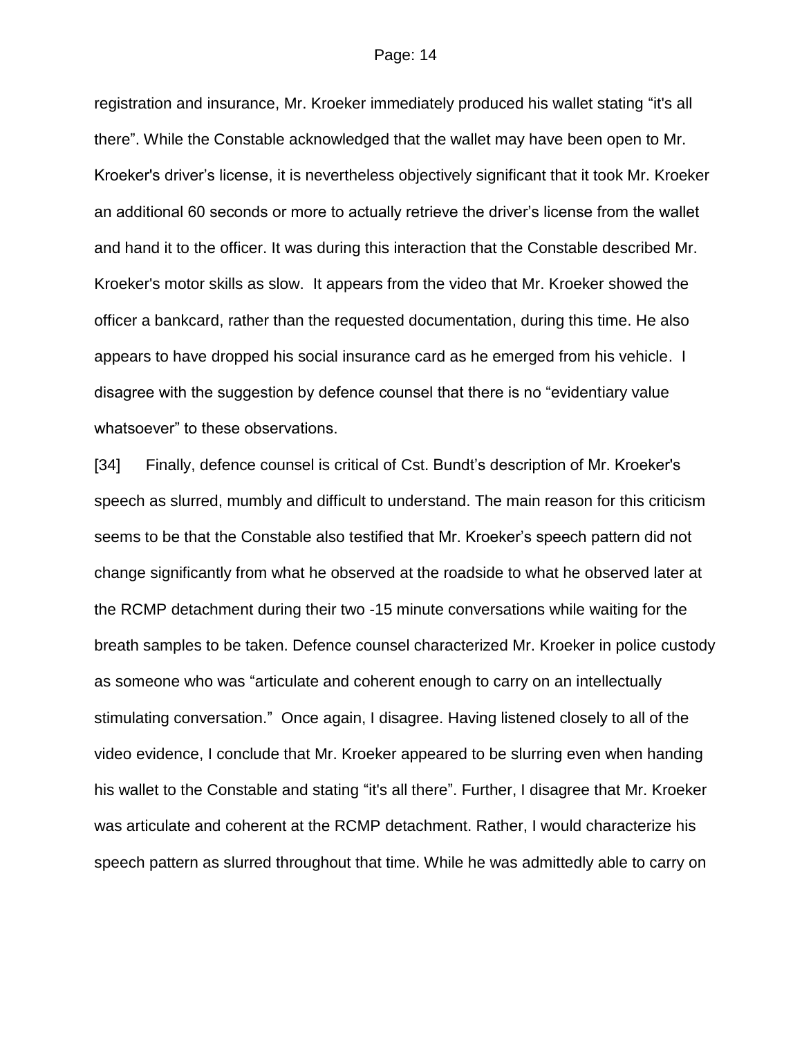registration and insurance, Mr. Kroeker immediately produced his wallet stating "it's all there". While the Constable acknowledged that the wallet may have been open to Mr. Kroeker's driver's license, it is nevertheless objectively significant that it took Mr. Kroeker an additional 60 seconds or more to actually retrieve the driver's license from the wallet and hand it to the officer. It was during this interaction that the Constable described Mr. Kroeker's motor skills as slow. It appears from the video that Mr. Kroeker showed the officer a bankcard, rather than the requested documentation, during this time. He also appears to have dropped his social insurance card as he emerged from his vehicle. I disagree with the suggestion by defence counsel that there is no "evidentiary value whatsoever" to these observations.

[34] Finally, defence counsel is critical of Cst. Bundt's description of Mr. Kroeker's speech as slurred, mumbly and difficult to understand. The main reason for this criticism seems to be that the Constable also testified that Mr. Kroeker's speech pattern did not change significantly from what he observed at the roadside to what he observed later at the RCMP detachment during their two -15 minute conversations while waiting for the breath samples to be taken. Defence counsel characterized Mr. Kroeker in police custody as someone who was "articulate and coherent enough to carry on an intellectually stimulating conversation." Once again, I disagree. Having listened closely to all of the video evidence, I conclude that Mr. Kroeker appeared to be slurring even when handing his wallet to the Constable and stating "it's all there". Further, I disagree that Mr. Kroeker was articulate and coherent at the RCMP detachment. Rather, I would characterize his speech pattern as slurred throughout that time. While he was admittedly able to carry on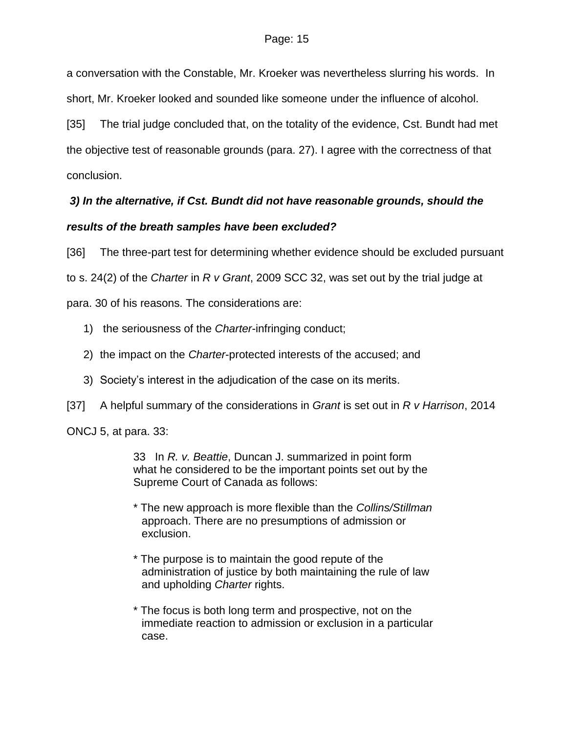a conversation with the Constable, Mr. Kroeker was nevertheless slurring his words. In short, Mr. Kroeker looked and sounded like someone under the influence of alcohol.

[35] The trial judge concluded that, on the totality of the evidence, Cst. Bundt had met the objective test of reasonable grounds (para. 27). I agree with the correctness of that conclusion.

***3) In the alternative, if Cst. Bundt did not have reasonable grounds, should the results of the breath samples have been excluded?***

[36] The three-part test for determining whether evidence should be excluded pursuant to s. 24(2) of the *Charter* in *R v Grant*, 2009 SCC 32, was set out by the trial judge at para. 30 of his reasons. The considerations are:

1) the seriousness of the *Charter*-infringing conduct;
2) the impact on the *Charter*-protected interests of the accused; and
3) Society's interest in the adjudication of the case on its merits.

[37] A helpful summary of the considerations in *Grant* is set out in *R v Harrison*, 2014 ONCJ 5, at para. 33:

> 33 In *R. v. Beattie*, Duncan J. summarized in point form what he considered to be the important points set out by the Supreme Court of Canada as follows:
>
> * The new approach is more flexible than the *Collins/Stillman* approach. There are no presumptions of admission or exclusion.
>
> * The purpose is to maintain the good repute of the administration of justice by both maintaining the rule of law and upholding *Charter* rights.
>
> * The focus is both long term and prospective, not on the immediate reaction to admission or exclusion in a particular case.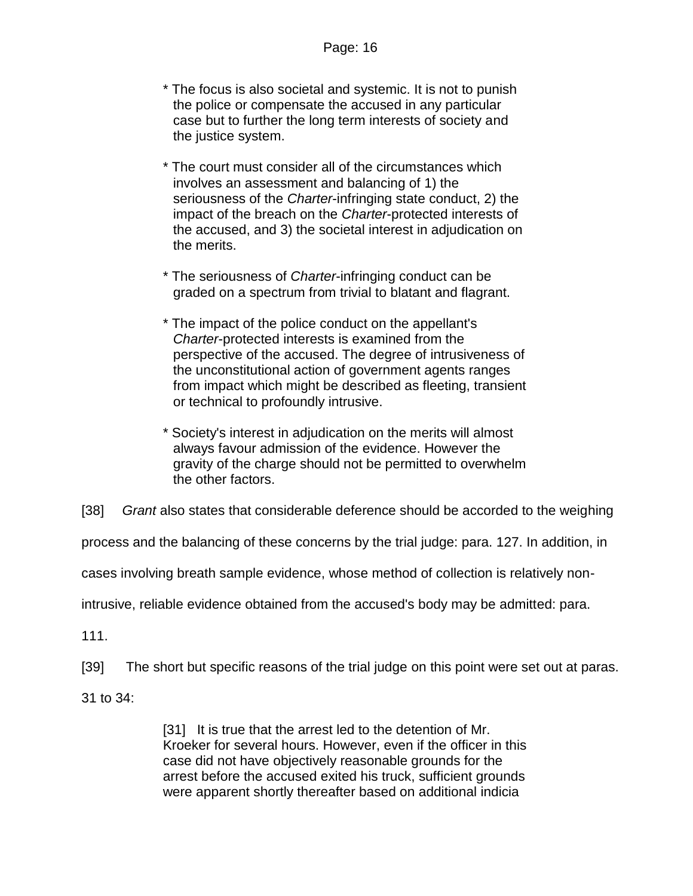> * The focus is also societal and systemic. It is not to punish the police or compensate the accused in any particular case but to further the long term interests of society and the justice system.
>
> * The court must consider all of the circumstances which involves an assessment and balancing of 1) the seriousness of the *Charter*-infringing state conduct, 2) the impact of the breach on the *Charter*-protected interests of the accused, and 3) the societal interest in adjudication on the merits.
>
> * The seriousness of *Charter*-infringing conduct can be graded on a spectrum from trivial to blatant and flagrant.
>
> * The impact of the police conduct on the appellant's *Charter*-protected interests is examined from the perspective of the accused. The degree of intrusiveness of the unconstitutional action of government agents ranges from impact which might be described as fleeting, transient or technical to profoundly intrusive.
>
> * Society's interest in adjudication on the merits will almost always favour admission of the evidence. However the gravity of the charge should not be permitted to overwhelm the other factors.

[38] *Grant* also states that considerable deference should be accorded to the weighing process and the balancing of these concerns by the trial judge: para. 127. In addition, in cases involving breath sample evidence, whose method of collection is relatively non-intrusive, reliable evidence obtained from the accused's body may be admitted: para. 111.

[39] The short but specific reasons of the trial judge on this point were set out at paras. 31 to 34:

> [31] It is true that the arrest led to the detention of Mr. Kroeker for several hours. However, even if the officer in this case did not have objectively reasonable grounds for the arrest before the accused exited his truck, sufficient grounds were apparent shortly thereafter based on additional indicia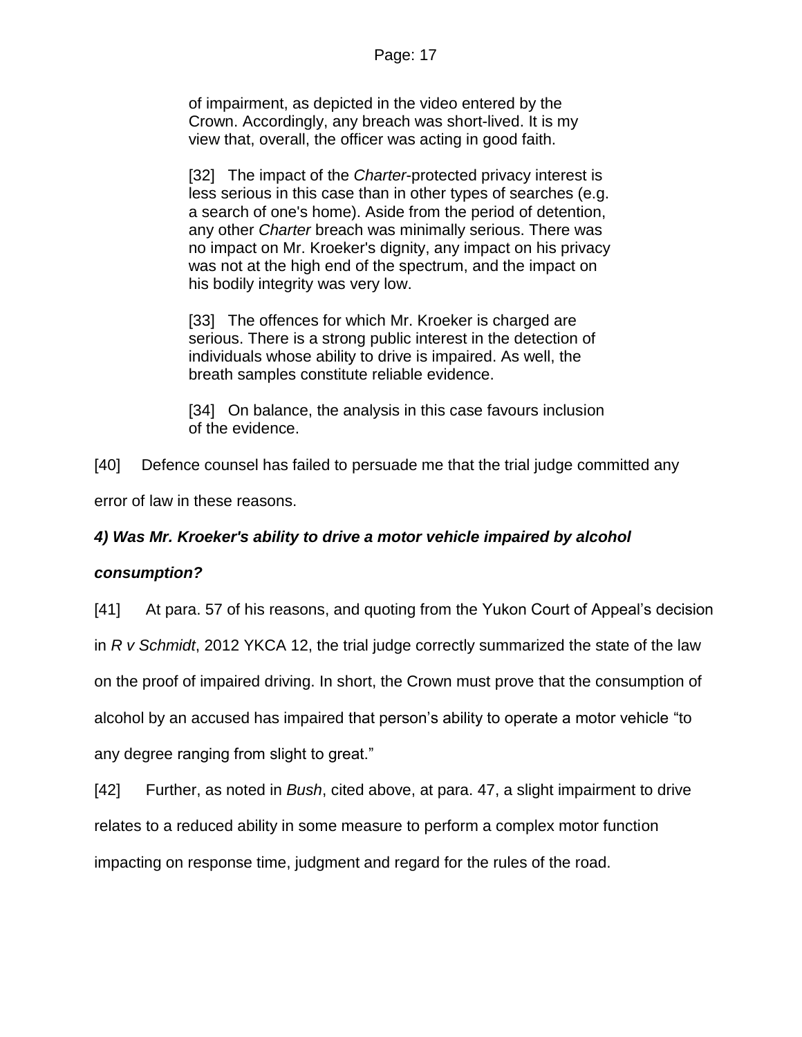> of impairment, as depicted in the video entered by the Crown. Accordingly, any breach was short-lived. It is my view that, overall, the officer was acting in good faith.
>
> [32] The impact of the *Charter*-protected privacy interest is less serious in this case than in other types of searches (e.g. a search of one's home). Aside from the period of detention, any other *Charter* breach was minimally serious. There was no impact on Mr. Kroeker's dignity, any impact on his privacy was not at the high end of the spectrum, and the impact on his bodily integrity was very low.
>
> [33] The offences for which Mr. Kroeker is charged are serious. There is a strong public interest in the detection of individuals whose ability to drive is impaired. As well, the breath samples constitute reliable evidence.
>
> [34] On balance, the analysis in this case favours inclusion of the evidence.

[40] Defence counsel has failed to persuade me that the trial judge committed any error of law in these reasons.

***4) Was Mr. Kroeker's ability to drive a motor vehicle impaired by alcohol consumption?***

[41] At para. 57 of his reasons, and quoting from the Yukon Court of Appeal's decision in *R v Schmidt*, 2012 YKCA 12, the trial judge correctly summarized the state of the law on the proof of impaired driving. In short, the Crown must prove that the consumption of alcohol by an accused has impaired that person's ability to operate a motor vehicle "to any degree ranging from slight to great."

[42] Further, as noted in *Bush*, cited above, at para. 47, a slight impairment to drive relates to a reduced ability in some measure to perform a complex motor function impacting on response time, judgment and regard for the rules of the road.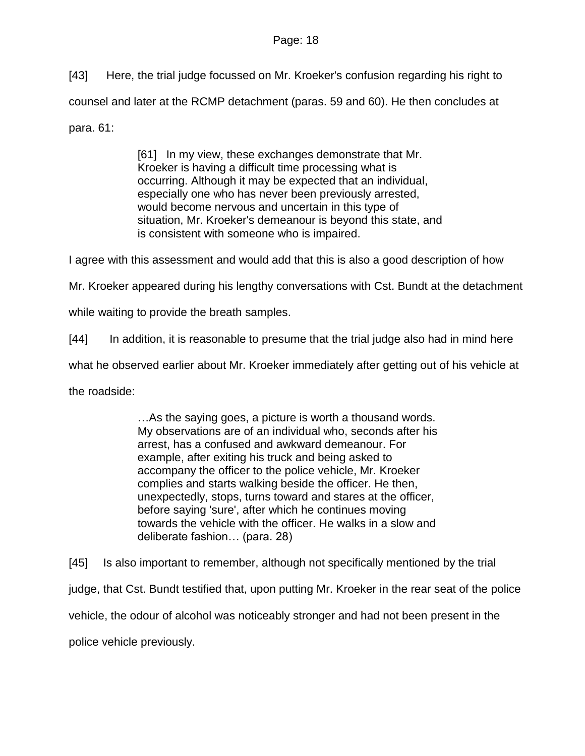[43] Here, the trial judge focussed on Mr. Kroeker's confusion regarding his right to counsel and later at the RCMP detachment (paras. 59 and 60). He then concludes at para. 61:

> [61] In my view, these exchanges demonstrate that Mr. Kroeker is having a difficult time processing what is occurring. Although it may be expected that an individual, especially one who has never been previously arrested, would become nervous and uncertain in this type of situation, Mr. Kroeker's demeanour is beyond this state, and is consistent with someone who is impaired.

I agree with this assessment and would add that this is also a good description of how Mr. Kroeker appeared during his lengthy conversations with Cst. Bundt at the detachment while waiting to provide the breath samples.

[44] In addition, it is reasonable to presume that the trial judge also had in mind here what he observed earlier about Mr. Kroeker immediately after getting out of his vehicle at the roadside:

> …As the saying goes, a picture is worth a thousand words. My observations are of an individual who, seconds after his arrest, has a confused and awkward demeanour. For example, after exiting his truck and being asked to accompany the officer to the police vehicle, Mr. Kroeker complies and starts walking beside the officer. He then, unexpectedly, stops, turns toward and stares at the officer, before saying 'sure', after which he continues moving towards the vehicle with the officer. He walks in a slow and deliberate fashion… (para. 28)

[45] Is also important to remember, although not specifically mentioned by the trial judge, that Cst. Bundt testified that, upon putting Mr. Kroeker in the rear seat of the police vehicle, the odour of alcohol was noticeably stronger and had not been present in the police vehicle previously.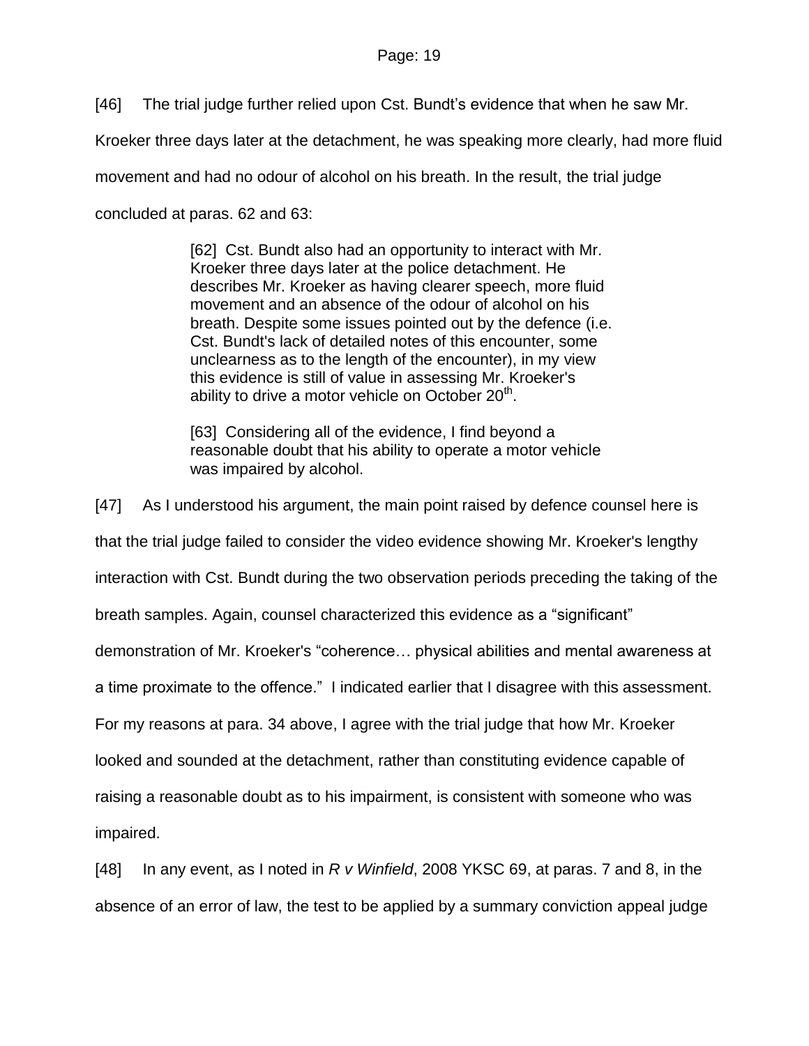[46] The trial judge further relied upon Cst. Bundt's evidence that when he saw Mr. Kroeker three days later at the detachment, he was speaking more clearly, had more fluid movement and had no odour of alcohol on his breath. In the result, the trial judge concluded at paras. 62 and 63:

> [62] Cst. Bundt also had an opportunity to interact with Mr. Kroeker three days later at the police detachment. He describes Mr. Kroeker as having clearer speech, more fluid movement and an absence of the odour of alcohol on his breath. Despite some issues pointed out by the defence (i.e. Cst. Bundt's lack of detailed notes of this encounter, some unclearness as to the length of the encounter), in my view this evidence is still of value in assessing Mr. Kroeker's ability to drive a motor vehicle on October 20th.
>
> [63] Considering all of the evidence, I find beyond a reasonable doubt that his ability to operate a motor vehicle was impaired by alcohol.

[47] As I understood his argument, the main point raised by defence counsel here is that the trial judge failed to consider the video evidence showing Mr. Kroeker's lengthy interaction with Cst. Bundt during the two observation periods preceding the taking of the breath samples. Again, counsel characterized this evidence as a "significant" demonstration of Mr. Kroeker's "coherence… physical abilities and mental awareness at a time proximate to the offence." I indicated earlier that I disagree with this assessment. For my reasons at para. 34 above, I agree with the trial judge that how Mr. Kroeker looked and sounded at the detachment, rather than constituting evidence capable of raising a reasonable doubt as to his impairment, is consistent with someone who was impaired.

[48] In any event, as I noted in *R v Winfield*, 2008 YKSC 69, at paras. 7 and 8, in the absence of an error of law, the test to be applied by a summary conviction appeal judge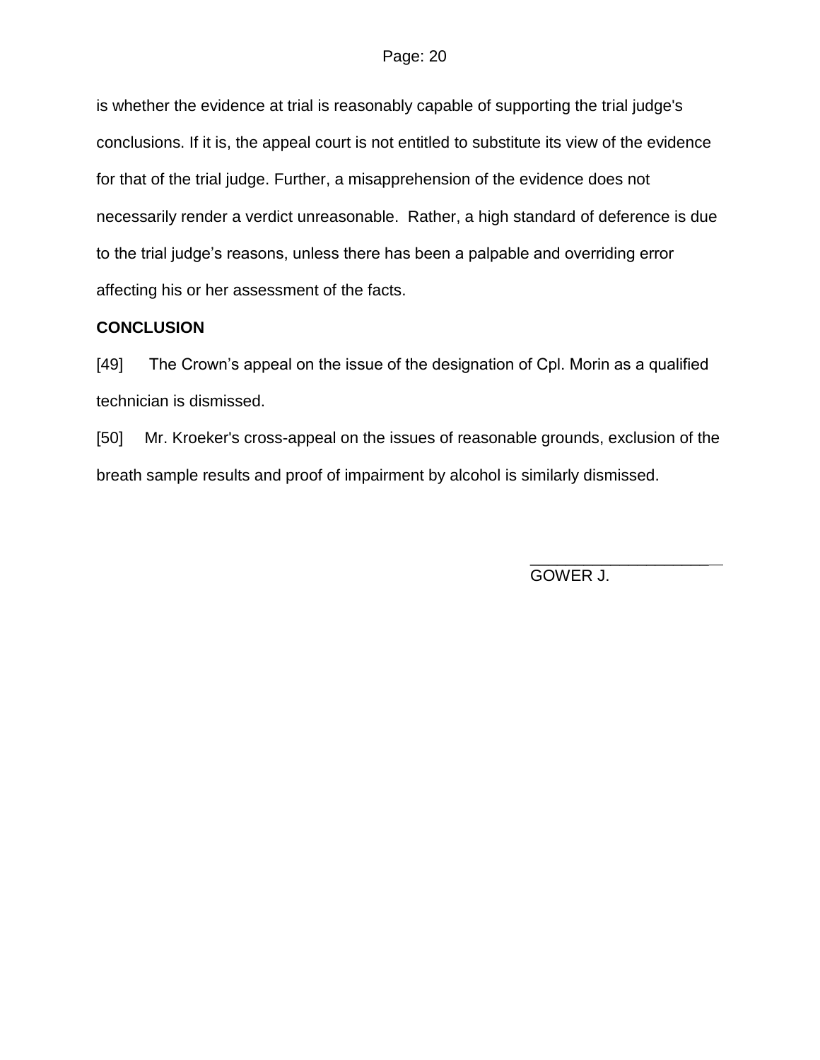is whether the evidence at trial is reasonably capable of supporting the trial judge's conclusions. If it is, the appeal court is not entitled to substitute its view of the evidence for that of the trial judge. Further, a misapprehension of the evidence does not necessarily render a verdict unreasonable. Rather, a high standard of deference is due to the trial judge's reasons, unless there has been a palpable and overriding error affecting his or her assessment of the facts.

**CONCLUSION**

[49] The Crown's appeal on the issue of the designation of Cpl. Morin as a qualified technician is dismissed.

[50] Mr. Kroeker's cross-appeal on the issues of reasonable grounds, exclusion of the breath sample results and proof of impairment by alcohol is similarly dismissed.

GOWER J.